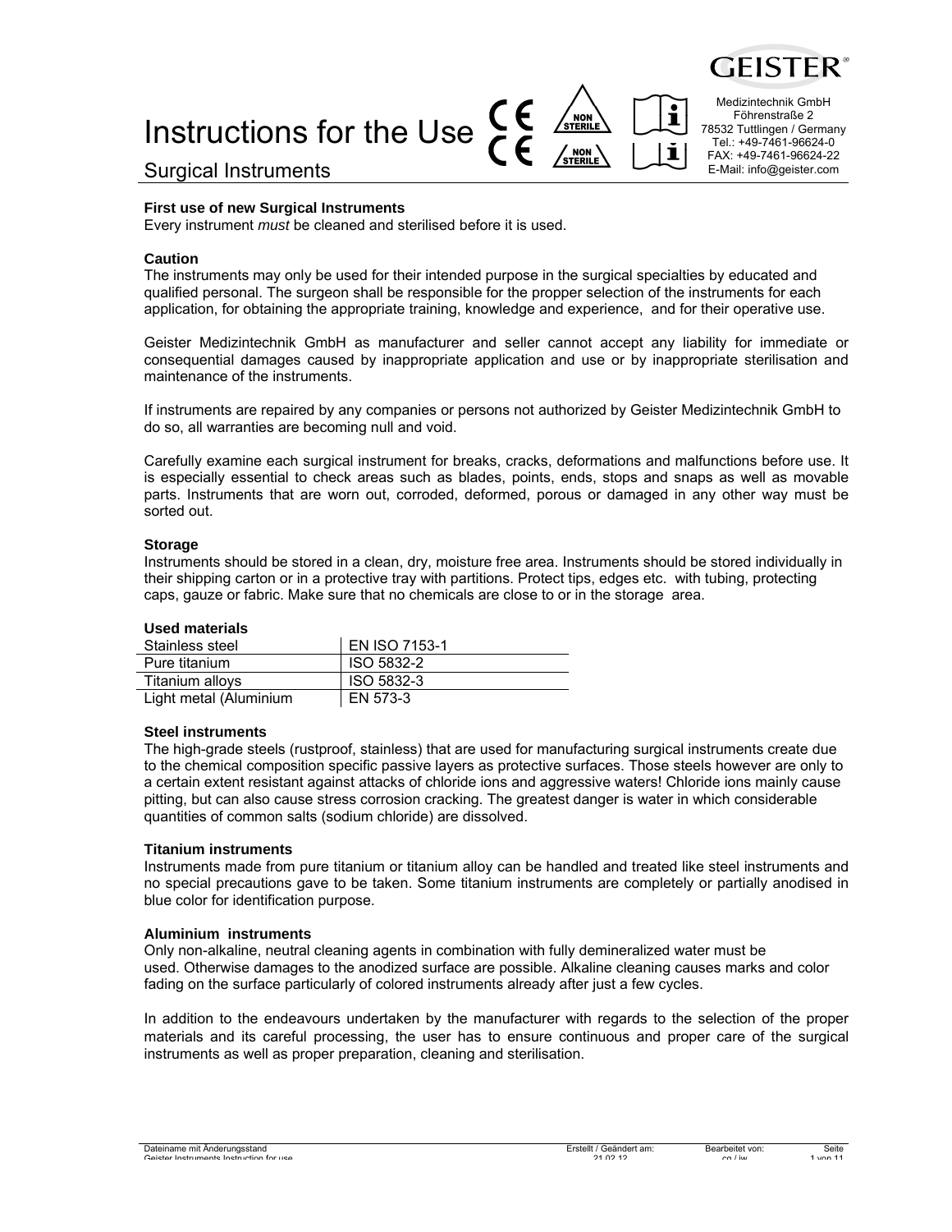# Instructions for the Use

## Surgical Instruments

GEISTER®

Medizintechnik GmbH
Föhrenstraße 2
78532 Tuttlingen / Germany
Tel.: +49-7461-96624-0
FAX: +49-7461-96624-22
E-Mail: info@geister.com

**First use of new Surgical Instruments**
Every instrument *must* be cleaned and sterilised before it is used.

**Caution**
The instruments may only be used for their intended purpose in the surgical specialties by educated and qualified personal. The surgeon shall be responsible for the propper selection of the instruments for each application, for obtaining the appropriate training, knowledge and experience, and for their operative use.

Geister Medizintechnik GmbH as manufacturer and seller cannot accept any liability for immediate or consequential damages caused by inappropriate application and use or by inappropriate sterilisation and maintenance of the instruments.

If instruments are repaired by any companies or persons not authorized by Geister Medizintechnik GmbH to do so, all warranties are becoming null and void.

Carefully examine each surgical instrument for breaks, cracks, deformations and malfunctions before use. It is especially essential to check areas such as blades, points, ends, stops and snaps as well as movable parts. Instruments that are worn out, corroded, deformed, porous or damaged in any other way must be sorted out.

**Storage**
Instruments should be stored in a clean, dry, moisture free area. Instruments should be stored individually in their shipping carton or in a protective tray with partitions. Protect tips, edges etc. with tubing, protecting caps, gauze or fabric. Make sure that no chemicals are close to or in the storage area.

**Used materials**

| | |
|---|---|
| Stainless steel | EN ISO 7153-1 |
| Pure titanium | ISO 5832-2 |
| Titanium alloys | ISO 5832-3 |
| Light metal (Aluminium | EN 573-3 |

**Steel instruments**
The high-grade steels (rustproof, stainless) that are used for manufacturing surgical instruments create due to the chemical composition specific passive layers as protective surfaces. Those steels however are only to a certain extent resistant against attacks of chloride ions and aggressive waters! Chloride ions mainly cause pitting, but can also cause stress corrosion cracking. The greatest danger is water in which considerable quantities of common salts (sodium chloride) are dissolved.

**Titanium instruments**
Instruments made from pure titanium or titanium alloy can be handled and treated like steel instruments and no special precautions gave to be taken. Some titanium instruments are completely or partially anodised in blue color for identification purpose.

**Aluminium instruments**
Only non-alkaline, neutral cleaning agents in combination with fully demineralized water must be used. Otherwise damages to the anodized surface are possible. Alkaline cleaning causes marks and color fading on the surface particularly of colored instruments already after just a few cycles.

In addition to the endeavours undertaken by the manufacturer with regards to the selection of the proper materials and its careful processing, the user has to ensure continuous and proper care of the surgical instruments as well as proper preparation, cleaning and sterilisation.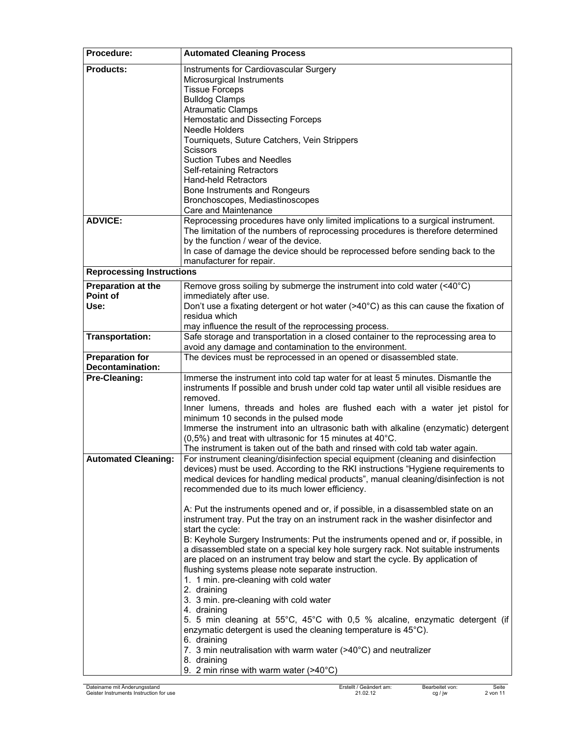| Procedure: | Automated Cleaning Process |
| --- | --- |
| **Products:** | Instruments for Cardiovascular Surgery<br>Microsurgical Instruments<br>Tissue Forceps<br>Bulldog Clamps<br>Atraumatic Clamps<br>Hemostatic and Dissecting Forceps<br>Needle Holders<br>Tourniquets, Suture Catchers, Vein Strippers<br>Scissors<br>Suction Tubes and Needles<br>Self-retaining Retractors<br>Hand-held Retractors<br>Bone Instruments and Rongeurs<br>Bronchoscopes, Mediastinoscopes<br>Care and Maintenance |
| **ADVICE:** | Reprocessing procedures have only limited implications to a surgical instrument. The limitation of the numbers of reprocessing procedures is therefore determined by the function / wear of the device.<br>In case of damage the device should be reprocessed before sending back to the manufacturer for repair. |
| **Reprocessing Instructions** | |
| **Preparation at the Point of Use:** | Remove gross soiling by submerge the instrument into cold water (<40°C) immediately after use.<br>Don't use a fixating detergent or hot water (>40°C) as this can cause the fixation of residua which<br>may influence the result of the reprocessing process. |
| **Transportation:** | Safe storage and transportation in a closed container to the reprocessing area to avoid any damage and contamination to the environment. |
| **Preparation for Decontamination:** | The devices must be reprocessed in an opened or disassembled state. |
| **Pre-Cleaning:** | Immerse the instrument into cold tap water for at least 5 minutes. Dismantle the instruments If possible and brush under cold tap water until all visible residues are removed.<br>Inner lumens, threads and holes are flushed each with a water jet pistol for minimum 10 seconds in the pulsed mode<br>Immerse the instrument into an ultrasonic bath with alkaline (enzymatic) detergent (0,5%) and treat with ultrasonic for 15 minutes at 40°C.<br>The instrument is taken out of the bath and rinsed with cold tab water again. |
| **Automated Cleaning:** | For instrument cleaning/disinfection special equipment (cleaning and disinfection devices) must be used. According to the RKI instructions "Hygiene requirements to medical devices for handling medical products", manual cleaning/disinfection is not recommended due to its much lower efficiency.<br><br>A: Put the instruments opened and or, if possible, in a disassembled state on an instrument tray. Put the tray on an instrument rack in the washer disinfector and start the cycle:<br>B: Keyhole Surgery Instruments: Put the instruments opened and or, if possible, in a disassembled state on a special key hole surgery rack. Not suitable instruments are placed on an instrument tray below and start the cycle. By application of flushing systems please note separate instruction.<br>1. 1 min. pre-cleaning with cold water<br>2. draining<br>3. 3 min. pre-cleaning with cold water<br>4. draining<br>5. 5 min cleaning at 55°C, 45°C with 0,5 % alcaline, enzymatic detergent (if enzymatic detergent is used the cleaning temperature is 45°C).<br>6. draining<br>7. 3 min neutralisation with warm water (>40°C) and neutralizer<br>8. draining<br>9. 2 min rinse with warm water (>40°C) |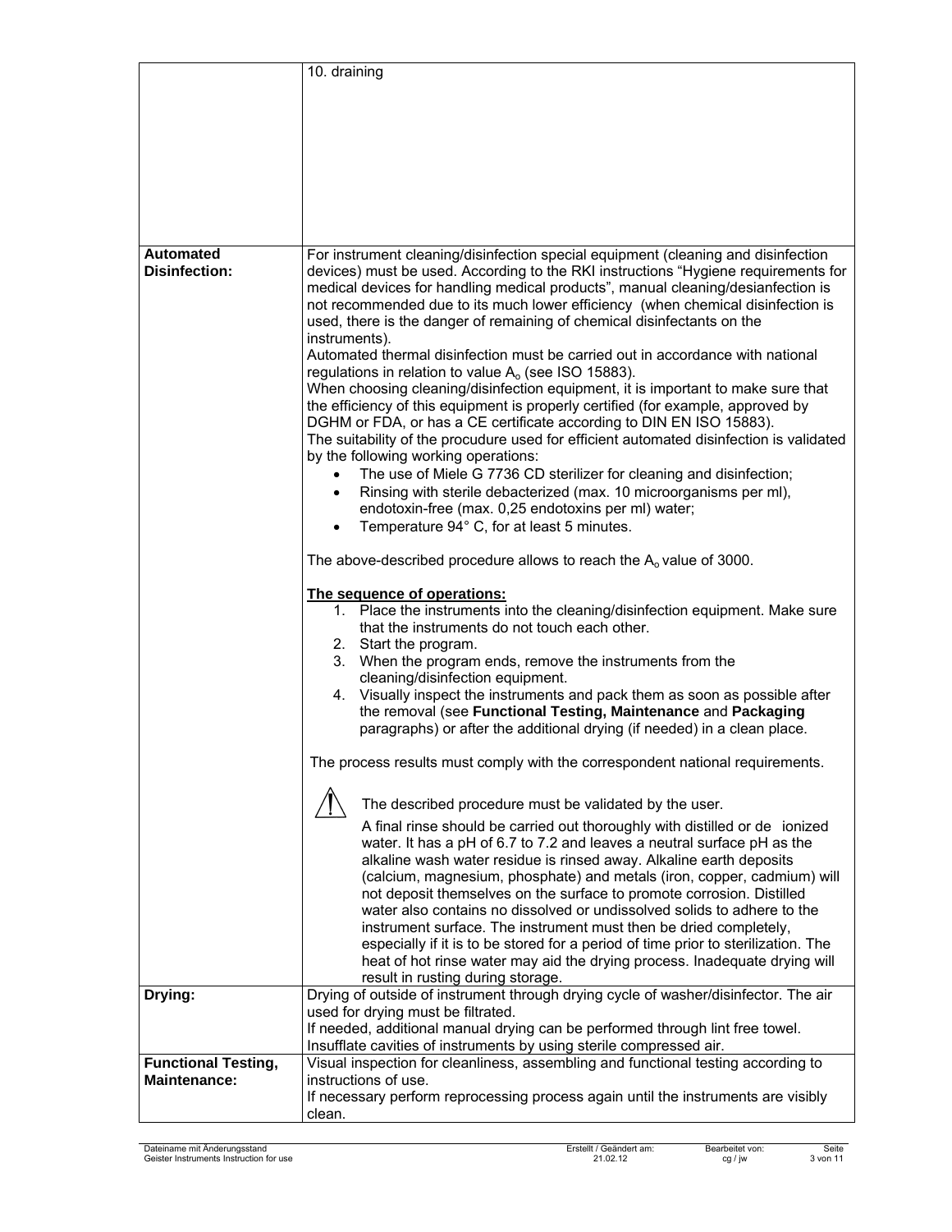| | |
|---|---|
| | 10. draining |
| **Automated Disinfection:** | For instrument cleaning/disinfection special equipment (cleaning and disinfection devices) must be used. According to the RKI instructions "Hygiene requirements for medical devices for handling medical products", manual cleaning/desianfection is not recommended due to its much lower efficiency (when chemical disinfection is used, there is the danger of remaining of chemical disinfectants on the instruments).<br>Automated thermal disinfection must be carried out in accordance with national regulations in relation to value $A_o$ (see ISO 15883).<br>When choosing cleaning/disinfection equipment, it is important to make sure that the efficiency of this equipment is properly certified (for example, approved by DGHM or FDA, or has a CE certificate according to DIN EN ISO 15883).<br>The suitability of the procudure used for efficient automated disinfection is validated by the following working operations:<br>• The use of Miele G 7736 CD sterilizer for cleaning and disinfection;<br>• Rinsing with sterile debacterized (max. 10 microorganisms per ml), endotoxin-free (max. 0,25 endotoxins per ml) water;<br>• Temperature 94° C, for at least 5 minutes.<br><br>The above-described procedure allows to reach the $A_o$ value of 3000.<br><br>**The sequence of operations:**<br>1. Place the instruments into the cleaning/disinfection equipment. Make sure that the instruments do not touch each other.<br>2. Start the program.<br>3. When the program ends, remove the instruments from the cleaning/disinfection equipment.<br>4. Visually inspect the instruments and pack them as soon as possible after the removal (see **Functional Testing, Maintenance** and **Packaging** paragraphs) or after the additional drying (if needed) in a clean place.<br><br>The process results must comply with the correspondent national requirements.<br><br>⚠ The described procedure must be validated by the user.<br>A final rinse should be carried out thoroughly with distilled or de ionized water. It has a pH of 6.7 to 7.2 and leaves a neutral surface pH as the alkaline wash water residue is rinsed away. Alkaline earth deposits (calcium, magnesium, phosphate) and metals (iron, copper, cadmium) will not deposit themselves on the surface to promote corrosion. Distilled water also contains no dissolved or undissolved solids to adhere to the instrument surface. The instrument must then be dried completely, especially if it is to be stored for a period of time prior to sterilization. The heat of hot rinse water may aid the drying process. Inadequate drying will result in rusting during storage. |
| **Drying:** | Drying of outside of instrument through drying cycle of washer/disinfector. The air used for drying must be filtrated.<br>If needed, additional manual drying can be performed through lint free towel.<br>Insufflate cavities of instruments by using sterile compressed air. |
| **Functional Testing, Maintenance:** | Visual inspection for cleanliness, assembling and functional testing according to instructions of use.<br>If necessary perform reprocessing process again until the instruments are visibly clean. |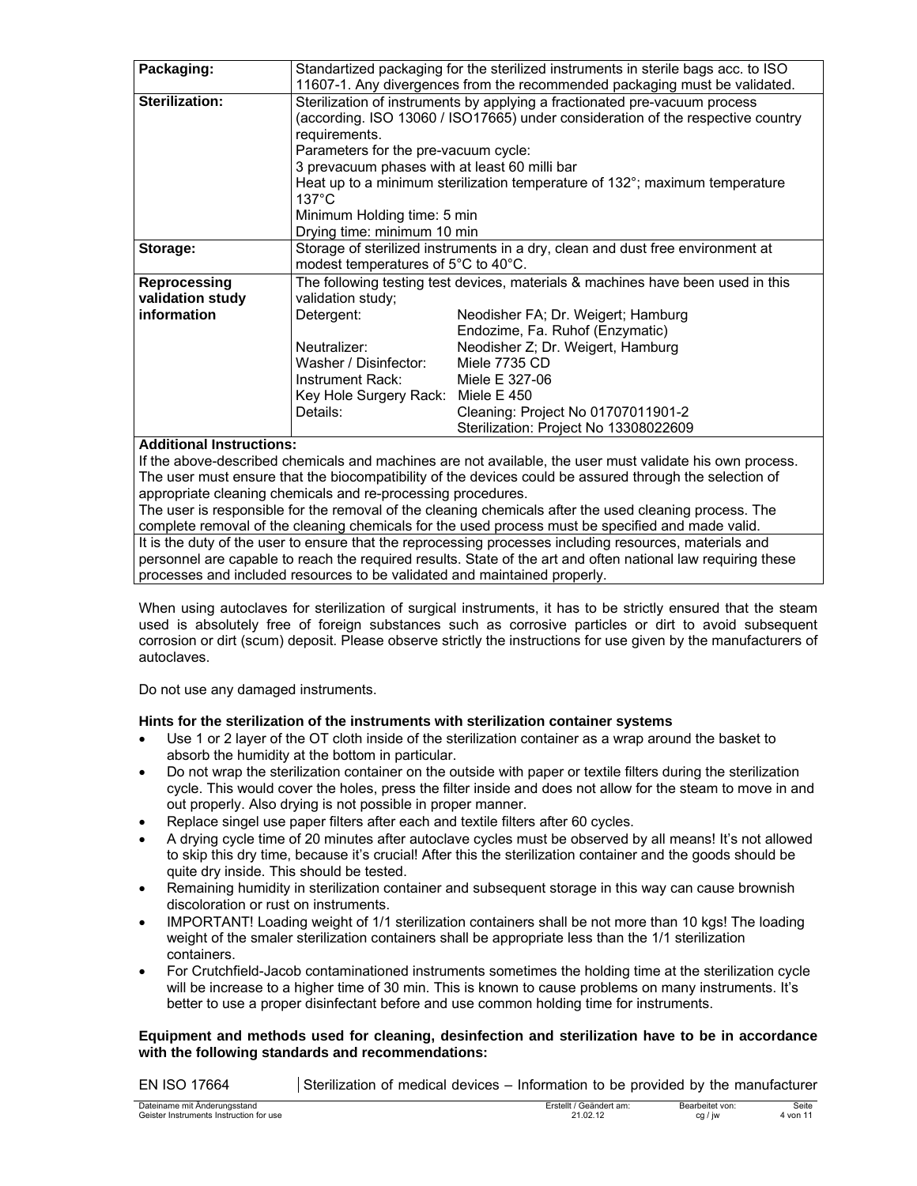| | |
|---|---|
| **Packaging:** | Standartized packaging for the sterilized instruments in sterile bags acc. to ISO 11607-1. Any divergences from the recommended packaging must be validated. |
| **Sterilization:** | Sterilization of instruments by applying a fractionated pre-vacuum process (according. ISO 13060 / ISO17665) under consideration of the respective country requirements.<br>Parameters for the pre-vacuum cycle:<br>3 prevacuum phases with at least 60 milli bar<br>Heat up to a minimum sterilization temperature of 132°; maximum temperature 137°C<br>Minimum Holding time: 5 min<br>Drying time: minimum 10 min |
| **Storage:** | Storage of sterilized instruments in a dry, clean and dust free environment at modest temperatures of 5°C to 40°C. |
| **Reprocessing validation study information** | The following testing test devices, materials & machines have been used in this validation study;<br>Detergent: Neodisher FA; Dr. Weigert; Hamburg<br>Endozime, Fa. Ruhof (Enzymatic)<br>Neutralizer: Neodisher Z; Dr. Weigert, Hamburg<br>Washer / Disinfector: Miele 7735 CD<br>Instrument Rack: Miele E 327-06<br>Key Hole Surgery Rack: Miele E 450<br>Details: Cleaning: Project No 01707011901-2<br>Sterilization: Project No 13308022609 |

**Additional Instructions:**

If the above-described chemicals and machines are not available, the user must validate his own process. The user must ensure that the biocompatibility of the devices could be assured through the selection of appropriate cleaning chemicals and re-processing procedures.

The user is responsible for the removal of the cleaning chemicals after the used cleaning process. The complete removal of the cleaning chemicals for the used process must be specified and made valid.

It is the duty of the user to ensure that the reprocessing processes including resources, materials and personnel are capable to reach the required results. State of the art and often national law requiring these processes and included resources to be validated and maintained properly.

When using autoclaves for sterilization of surgical instruments, it has to be strictly ensured that the steam used is absolutely free of foreign substances such as corrosive particles or dirt to avoid subsequent corrosion or dirt (scum) deposit. Please observe strictly the instructions for use given by the manufacturers of autoclaves.

Do not use any damaged instruments.

**Hints for the sterilization of the instruments with sterilization container systems**

- Use 1 or 2 layer of the OT cloth inside of the sterilization container as a wrap around the basket to absorb the humidity at the bottom in particular.
- Do not wrap the sterilization container on the outside with paper or textile filters during the sterilization cycle. This would cover the holes, press the filter inside and does not allow for the steam to move in and out properly. Also drying is not possible in proper manner.
- Replace singel use paper filters after each and textile filters after 60 cycles.
- A drying cycle time of 20 minutes after autoclave cycles must be observed by all means! It's not allowed to skip this dry time, because it's crucial! After this the sterilization container and the goods should be quite dry inside. This should be tested.
- Remaining humidity in sterilization container and subsequent storage in this way can cause brownish discoloration or rust on instruments.
- IMPORTANT! Loading weight of 1/1 sterilization containers shall be not more than 10 kgs! The loading weight of the smaler sterilization containers shall be appropriate less than the 1/1 sterilization containers.
- For Crutchfield-Jacob contaminationed instruments sometimes the holding time at the sterilization cycle will be increase to a higher time of 30 min. This is known to cause problems on many instruments. It's better to use a proper disinfectant before and use common holding time for instruments.

**Equipment and methods used for cleaning, desinfection and sterilization have to be in accordance with the following standards and recommendations:**

| | |
|---|---|
| EN ISO 17664 | Sterilization of medical devices – Information to be provided by the manufacturer |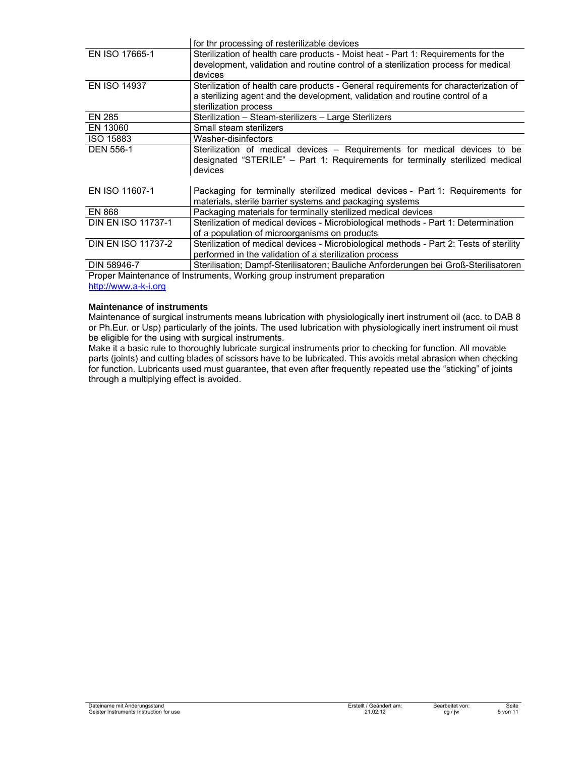| | |
|---|---|
| | for thr processing of resterilizable devices |
| EN ISO 17665-1 | Sterilization of health care products - Moist heat - Part 1: Requirements for the development, validation and routine control of a sterilization process for medical devices |
| EN ISO 14937 | Sterilization of health care products - General requirements for characterization of a sterilizing agent and the development, validation and routine control of a sterilization process |
| EN 285 | Sterilization – Steam-sterilizers – Large Sterilizers |
| EN 13060 | Small steam sterilizers |
| ISO 15883 | Washer-disinfectors |
| DEN 556-1 | Sterilization of medical devices – Requirements for medical devices to be designated "STERILE" – Part 1: Requirements for terminally sterilized medical devices |
| EN ISO 11607-1 | Packaging for terminally sterilized medical devices - Part 1: Requirements for materials, sterile barrier systems and packaging systems |
| EN 868 | Packaging materials for terminally sterilized medical devices |
| DIN EN ISO 11737-1 | Sterilization of medical devices - Microbiological methods - Part 1: Determination of a population of microorganisms on products |
| DIN EN ISO 11737-2 | Sterilization of medical devices - Microbiological methods - Part 2: Tests of sterility performed in the validation of a sterilization process |
| DIN 58946-7 | Sterilisation; Dampf-Sterilisatoren; Bauliche Anforderungen bei Groß-Sterilisatoren |

Proper Maintenance of Instruments, Working group instrument preparation
http://www.a-k-i.org

**Maintenance of instruments**

Maintenance of surgical instruments means lubrication with physiologically inert instrument oil (acc. to DAB 8 or Ph.Eur. or Usp) particularly of the joints. The used lubrication with physiologically inert instrument oil must be eligible for the using with surgical instruments.

Make it a basic rule to thoroughly lubricate surgical instruments prior to checking for function. All movable parts (joints) and cutting blades of scissors have to be lubricated. This avoids metal abrasion when checking for function. Lubricants used must guarantee, that even after frequently repeated use the "sticking" of joints through a multiplying effect is avoided.